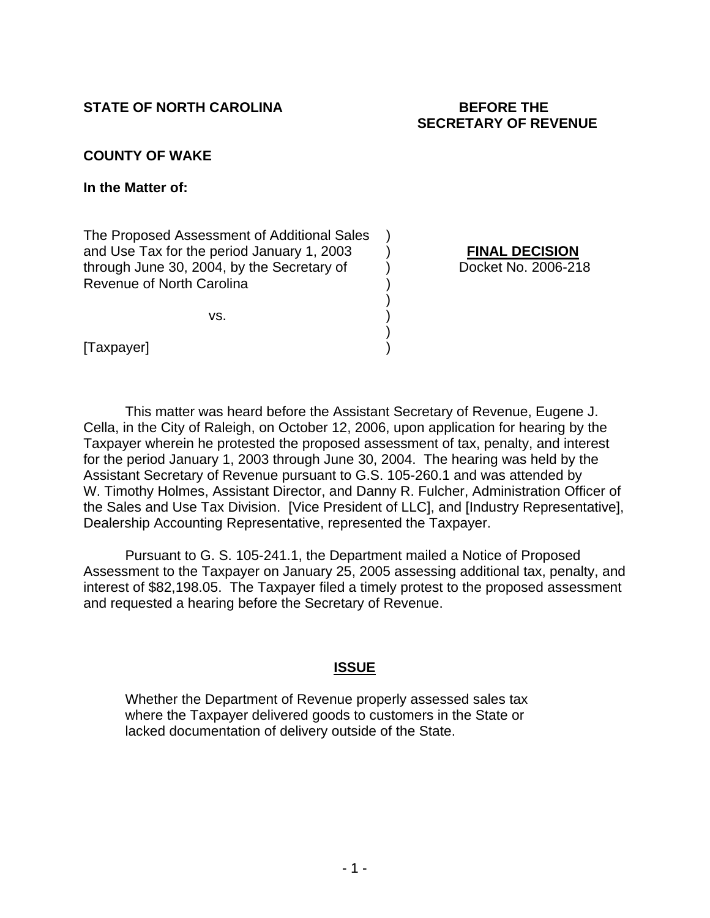**STATE OF NORTH CAROLINA** **BEFORE THE SECRETARY OF REVENUE**

**COUNTY OF WAKE**

**In the Matter of:**

| | | |
|---|---|---|
| The Proposed Assessment of Additional Sales and Use Tax for the period January 1, 2003 through June 30, 2004, by the Secretary of Revenue of North Carolina | ) | **FINAL DECISION** |
| vs. | ) | Docket No. 2006-218 |
| [Taxpayer] | ) | |

This matter was heard before the Assistant Secretary of Revenue, Eugene J. Cella, in the City of Raleigh, on October 12, 2006, upon application for hearing by the Taxpayer wherein he protested the proposed assessment of tax, penalty, and interest for the period January 1, 2003 through June 30, 2004. The hearing was held by the Assistant Secretary of Revenue pursuant to G.S. 105-260.1 and was attended by W. Timothy Holmes, Assistant Director, and Danny R. Fulcher, Administration Officer of the Sales and Use Tax Division. [Vice President of LLC], and [Industry Representative], Dealership Accounting Representative, represented the Taxpayer.

Pursuant to G. S. 105-241.1, the Department mailed a Notice of Proposed Assessment to the Taxpayer on January 25, 2005 assessing additional tax, penalty, and interest of $82,198.05. The Taxpayer filed a timely protest to the proposed assessment and requested a hearing before the Secretary of Revenue.

## ISSUE

Whether the Department of Revenue properly assessed sales tax where the Taxpayer delivered goods to customers in the State or lacked documentation of delivery outside of the State.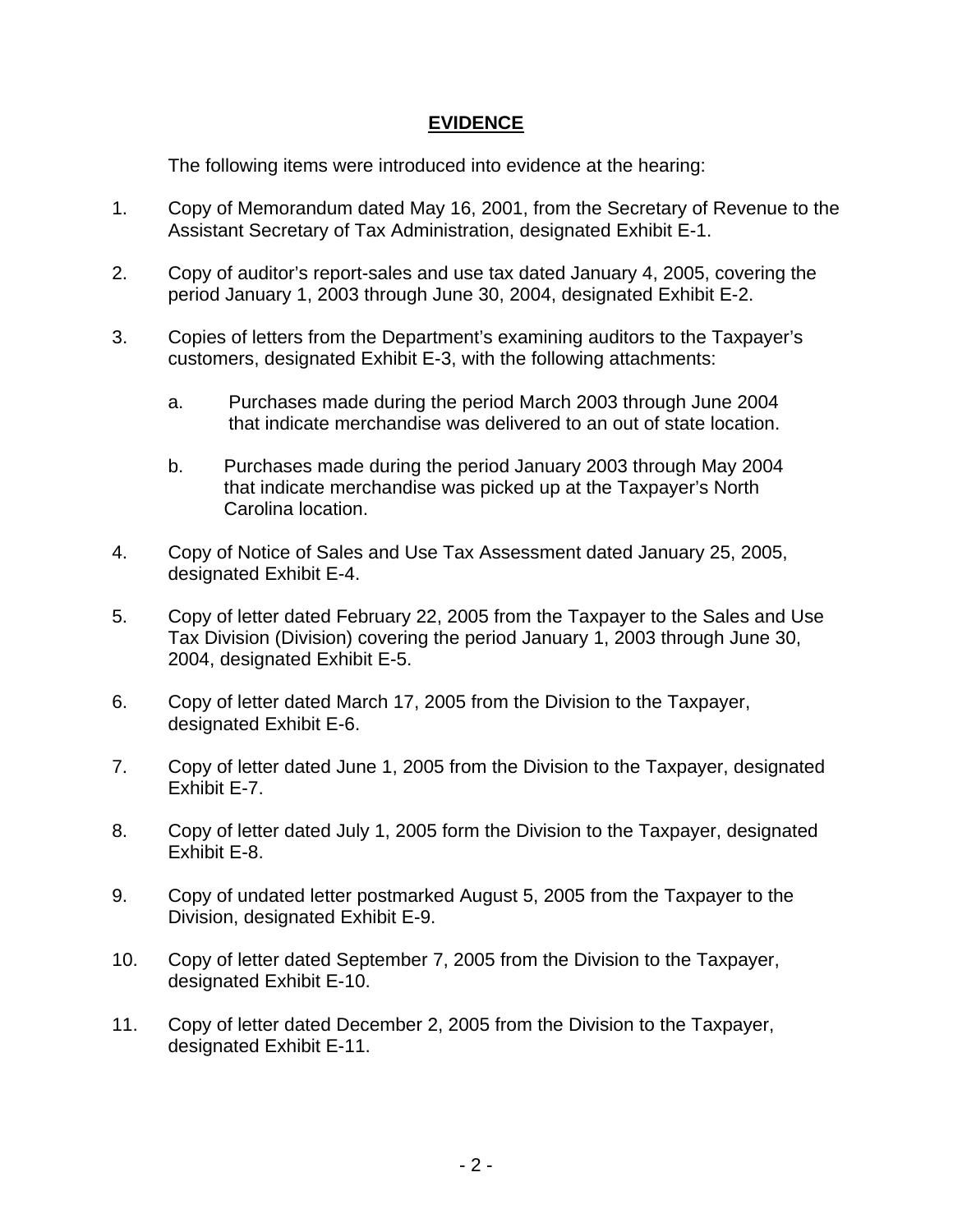## EVIDENCE

The following items were introduced into evidence at the hearing:

1. Copy of Memorandum dated May 16, 2001, from the Secretary of Revenue to the Assistant Secretary of Tax Administration, designated Exhibit E-1.

2. Copy of auditor's report-sales and use tax dated January 4, 2005, covering the period January 1, 2003 through June 30, 2004, designated Exhibit E-2.

3. Copies of letters from the Department's examining auditors to the Taxpayer's customers, designated Exhibit E-3, with the following attachments:

   a. Purchases made during the period March 2003 through June 2004 that indicate merchandise was delivered to an out of state location.

   b. Purchases made during the period January 2003 through May 2004 that indicate merchandise was picked up at the Taxpayer's North Carolina location.

4. Copy of Notice of Sales and Use Tax Assessment dated January 25, 2005, designated Exhibit E-4.

5. Copy of letter dated February 22, 2005 from the Taxpayer to the Sales and Use Tax Division (Division) covering the period January 1, 2003 through June 30, 2004, designated Exhibit E-5.

6. Copy of letter dated March 17, 2005 from the Division to the Taxpayer, designated Exhibit E-6.

7. Copy of letter dated June 1, 2005 from the Division to the Taxpayer, designated Exhibit E-7.

8. Copy of letter dated July 1, 2005 form the Division to the Taxpayer, designated Exhibit E-8.

9. Copy of undated letter postmarked August 5, 2005 from the Taxpayer to the Division, designated Exhibit E-9.

10. Copy of letter dated September 7, 2005 from the Division to the Taxpayer, designated Exhibit E-10.

11. Copy of letter dated December 2, 2005 from the Division to the Taxpayer, designated Exhibit E-11.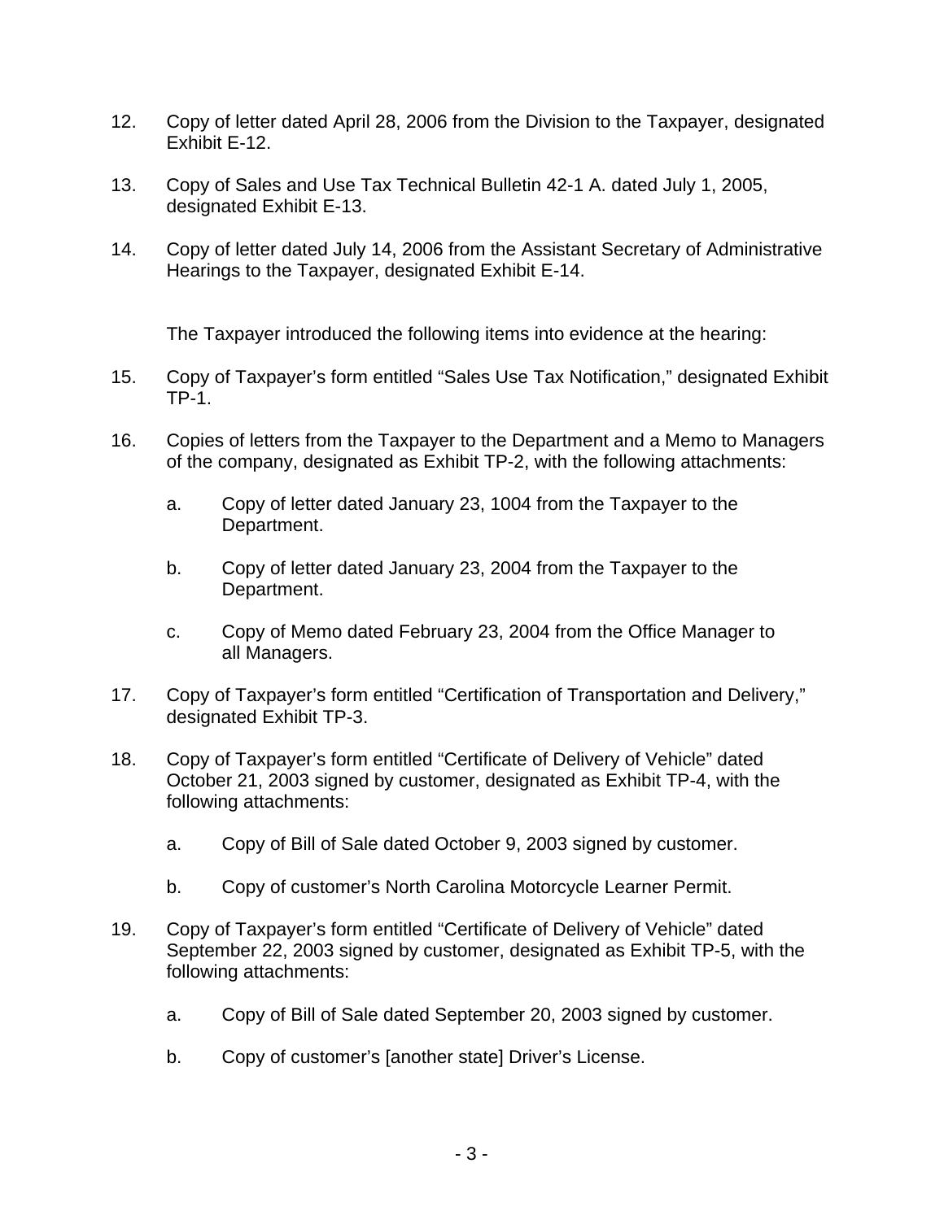12. Copy of letter dated April 28, 2006 from the Division to the Taxpayer, designated Exhibit E-12.

13. Copy of Sales and Use Tax Technical Bulletin 42-1 A. dated July 1, 2005, designated Exhibit E-13.

14. Copy of letter dated July 14, 2006 from the Assistant Secretary of Administrative Hearings to the Taxpayer, designated Exhibit E-14.

The Taxpayer introduced the following items into evidence at the hearing:

15. Copy of Taxpayer's form entitled "Sales Use Tax Notification," designated Exhibit TP-1.

16. Copies of letters from the Taxpayer to the Department and a Memo to Managers of the company, designated as Exhibit TP-2, with the following attachments:

    a. Copy of letter dated January 23, 1004 from the Taxpayer to the Department.

    b. Copy of letter dated January 23, 2004 from the Taxpayer to the Department.

    c. Copy of Memo dated February 23, 2004 from the Office Manager to all Managers.

17. Copy of Taxpayer's form entitled "Certification of Transportation and Delivery," designated Exhibit TP-3.

18. Copy of Taxpayer's form entitled "Certificate of Delivery of Vehicle" dated October 21, 2003 signed by customer, designated as Exhibit TP-4, with the following attachments:

    a. Copy of Bill of Sale dated October 9, 2003 signed by customer.

    b. Copy of customer's North Carolina Motorcycle Learner Permit.

19. Copy of Taxpayer's form entitled "Certificate of Delivery of Vehicle" dated September 22, 2003 signed by customer, designated as Exhibit TP-5, with the following attachments:

    a. Copy of Bill of Sale dated September 20, 2003 signed by customer.

    b. Copy of customer's [another state] Driver's License.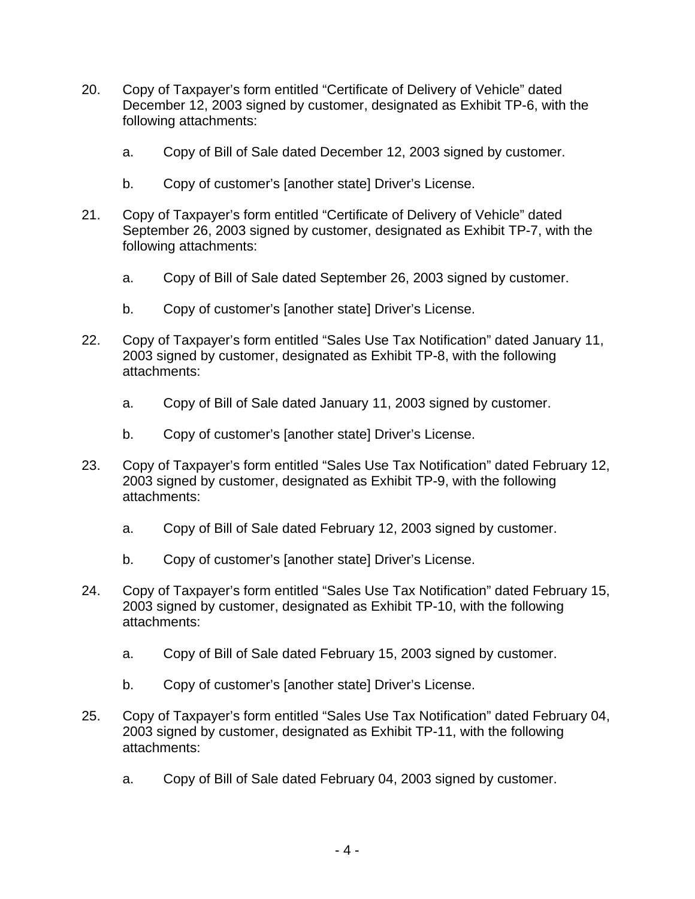20. Copy of Taxpayer's form entitled "Certificate of Delivery of Vehicle" dated December 12, 2003 signed by customer, designated as Exhibit TP-6, with the following attachments:

    a. Copy of Bill of Sale dated December 12, 2003 signed by customer.

    b. Copy of customer's [another state] Driver's License.

21. Copy of Taxpayer's form entitled "Certificate of Delivery of Vehicle" dated September 26, 2003 signed by customer, designated as Exhibit TP-7, with the following attachments:

    a. Copy of Bill of Sale dated September 26, 2003 signed by customer.

    b. Copy of customer's [another state] Driver's License.

22. Copy of Taxpayer's form entitled "Sales Use Tax Notification" dated January 11, 2003 signed by customer, designated as Exhibit TP-8, with the following attachments:

    a. Copy of Bill of Sale dated January 11, 2003 signed by customer.

    b. Copy of customer's [another state] Driver's License.

23. Copy of Taxpayer's form entitled "Sales Use Tax Notification" dated February 12, 2003 signed by customer, designated as Exhibit TP-9, with the following attachments:

    a. Copy of Bill of Sale dated February 12, 2003 signed by customer.

    b. Copy of customer's [another state] Driver's License.

24. Copy of Taxpayer's form entitled "Sales Use Tax Notification" dated February 15, 2003 signed by customer, designated as Exhibit TP-10, with the following attachments:

    a. Copy of Bill of Sale dated February 15, 2003 signed by customer.

    b. Copy of customer's [another state] Driver's License.

25. Copy of Taxpayer's form entitled "Sales Use Tax Notification" dated February 04, 2003 signed by customer, designated as Exhibit TP-11, with the following attachments:

    a. Copy of Bill of Sale dated February 04, 2003 signed by customer.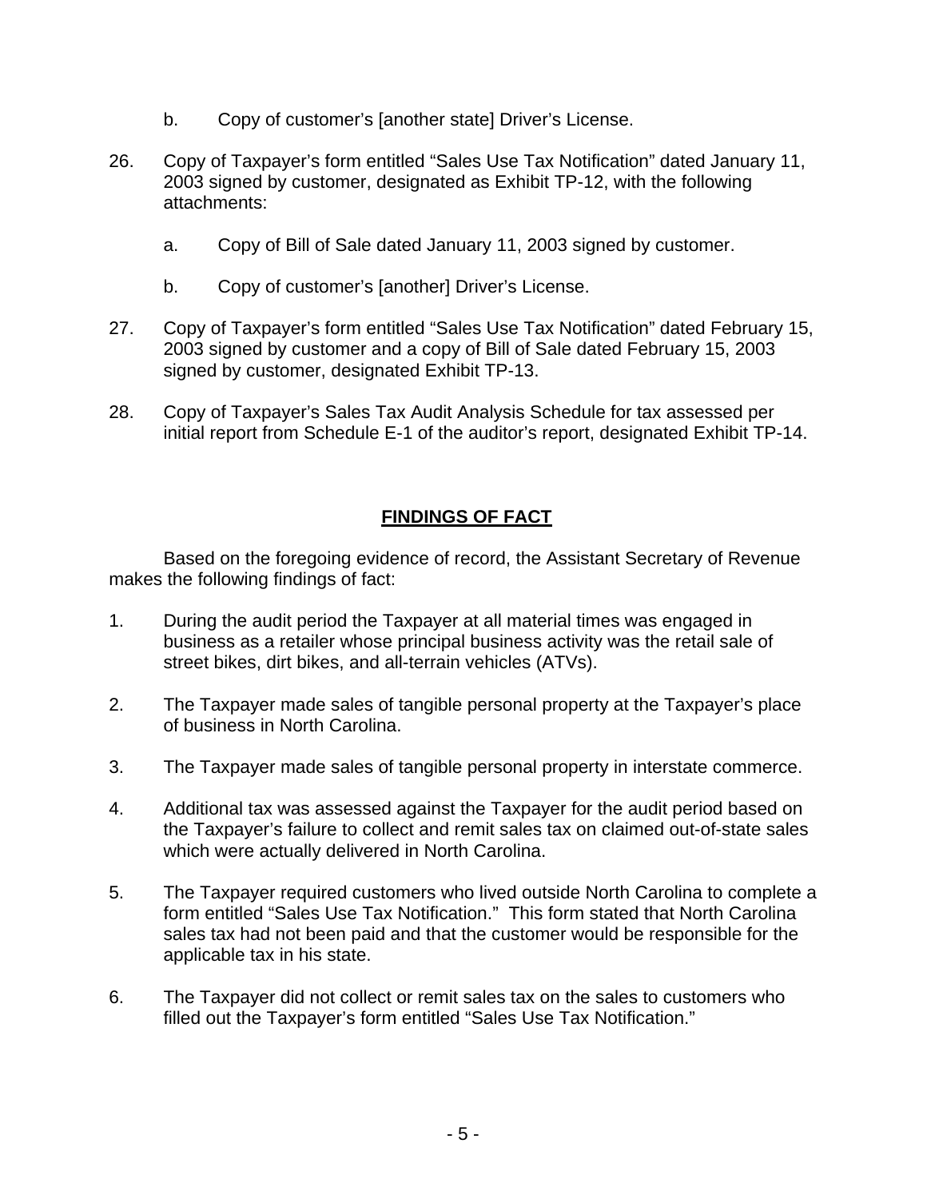b. Copy of customer's [another state] Driver's License.

26. Copy of Taxpayer's form entitled "Sales Use Tax Notification" dated January 11, 2003 signed by customer, designated as Exhibit TP-12, with the following attachments:

    a. Copy of Bill of Sale dated January 11, 2003 signed by customer.

    b. Copy of customer's [another] Driver's License.

27. Copy of Taxpayer's form entitled "Sales Use Tax Notification" dated February 15, 2003 signed by customer and a copy of Bill of Sale dated February 15, 2003 signed by customer, designated Exhibit TP-13.

28. Copy of Taxpayer's Sales Tax Audit Analysis Schedule for tax assessed per initial report from Schedule E-1 of the auditor's report, designated Exhibit TP-14.

## FINDINGS OF FACT

Based on the foregoing evidence of record, the Assistant Secretary of Revenue makes the following findings of fact:

1. During the audit period the Taxpayer at all material times was engaged in business as a retailer whose principal business activity was the retail sale of street bikes, dirt bikes, and all-terrain vehicles (ATVs).

2. The Taxpayer made sales of tangible personal property at the Taxpayer's place of business in North Carolina.

3. The Taxpayer made sales of tangible personal property in interstate commerce.

4. Additional tax was assessed against the Taxpayer for the audit period based on the Taxpayer's failure to collect and remit sales tax on claimed out-of-state sales which were actually delivered in North Carolina.

5. The Taxpayer required customers who lived outside North Carolina to complete a form entitled "Sales Use Tax Notification." This form stated that North Carolina sales tax had not been paid and that the customer would be responsible for the applicable tax in his state.

6. The Taxpayer did not collect or remit sales tax on the sales to customers who filled out the Taxpayer's form entitled "Sales Use Tax Notification."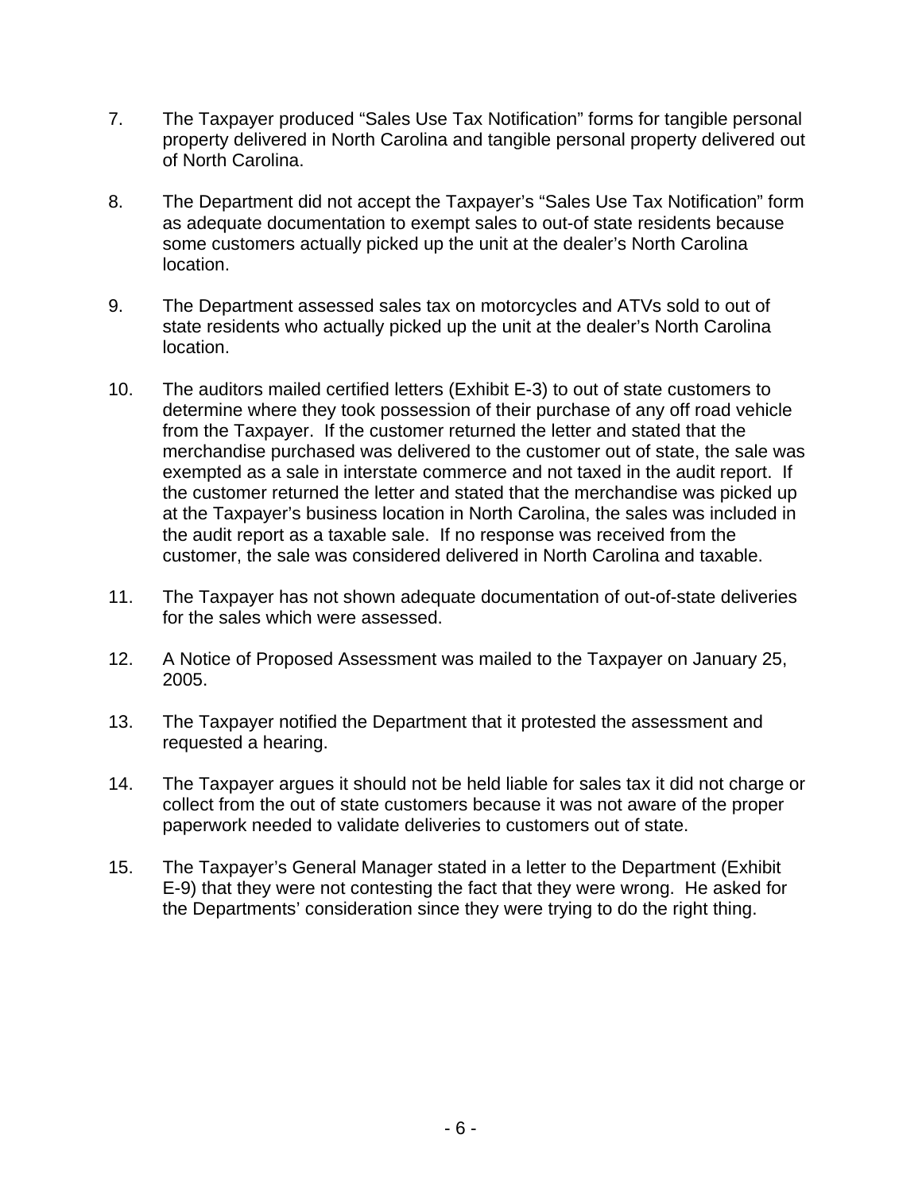7. The Taxpayer produced "Sales Use Tax Notification" forms for tangible personal property delivered in North Carolina and tangible personal property delivered out of North Carolina.

8. The Department did not accept the Taxpayer's "Sales Use Tax Notification" form as adequate documentation to exempt sales to out-of state residents because some customers actually picked up the unit at the dealer's North Carolina location.

9. The Department assessed sales tax on motorcycles and ATVs sold to out of state residents who actually picked up the unit at the dealer's North Carolina location.

10. The auditors mailed certified letters (Exhibit E-3) to out of state customers to determine where they took possession of their purchase of any off road vehicle from the Taxpayer. If the customer returned the letter and stated that the merchandise purchased was delivered to the customer out of state, the sale was exempted as a sale in interstate commerce and not taxed in the audit report. If the customer returned the letter and stated that the merchandise was picked up at the Taxpayer's business location in North Carolina, the sales was included in the audit report as a taxable sale. If no response was received from the customer, the sale was considered delivered in North Carolina and taxable.

11. The Taxpayer has not shown adequate documentation of out-of-state deliveries for the sales which were assessed.

12. A Notice of Proposed Assessment was mailed to the Taxpayer on January 25, 2005.

13. The Taxpayer notified the Department that it protested the assessment and requested a hearing.

14. The Taxpayer argues it should not be held liable for sales tax it did not charge or collect from the out of state customers because it was not aware of the proper paperwork needed to validate deliveries to customers out of state.

15. The Taxpayer's General Manager stated in a letter to the Department (Exhibit E-9) that they were not contesting the fact that they were wrong. He asked for the Departments' consideration since they were trying to do the right thing.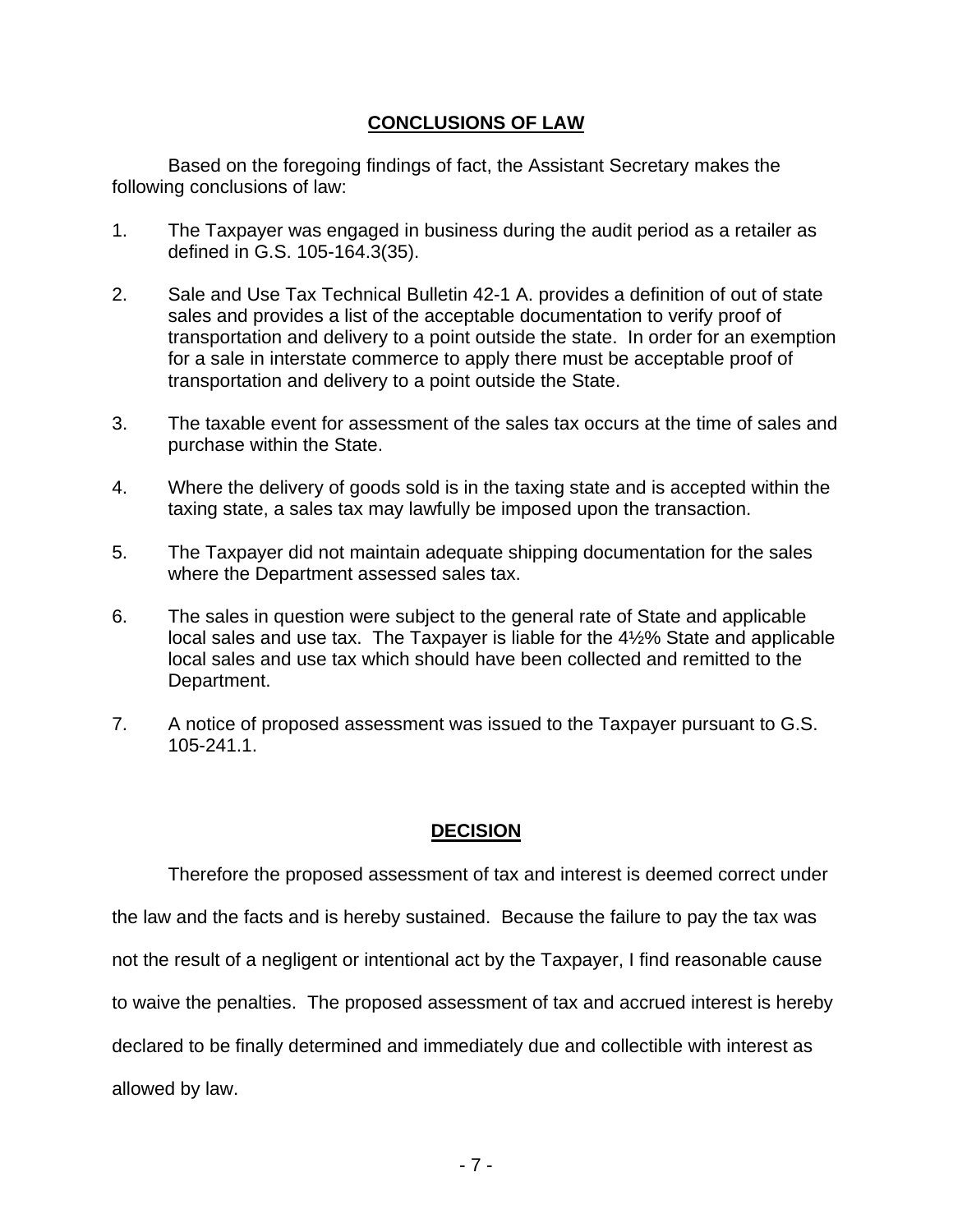## CONCLUSIONS OF LAW

Based on the foregoing findings of fact, the Assistant Secretary makes the following conclusions of law:

1. The Taxpayer was engaged in business during the audit period as a retailer as defined in G.S. 105-164.3(35).

2. Sale and Use Tax Technical Bulletin 42-1 A. provides a definition of out of state sales and provides a list of the acceptable documentation to verify proof of transportation and delivery to a point outside the state. In order for an exemption for a sale in interstate commerce to apply there must be acceptable proof of transportation and delivery to a point outside the State.

3. The taxable event for assessment of the sales tax occurs at the time of sales and purchase within the State.

4. Where the delivery of goods sold is in the taxing state and is accepted within the taxing state, a sales tax may lawfully be imposed upon the transaction.

5. The Taxpayer did not maintain adequate shipping documentation for the sales where the Department assessed sales tax.

6. The sales in question were subject to the general rate of State and applicable local sales and use tax. The Taxpayer is liable for the 4½% State and applicable local sales and use tax which should have been collected and remitted to the Department.

7. A notice of proposed assessment was issued to the Taxpayer pursuant to G.S. 105-241.1.

## DECISION

Therefore the proposed assessment of tax and interest is deemed correct under the law and the facts and is hereby sustained. Because the failure to pay the tax was not the result of a negligent or intentional act by the Taxpayer, I find reasonable cause to waive the penalties. The proposed assessment of tax and accrued interest is hereby declared to be finally determined and immediately due and collectible with interest as allowed by law.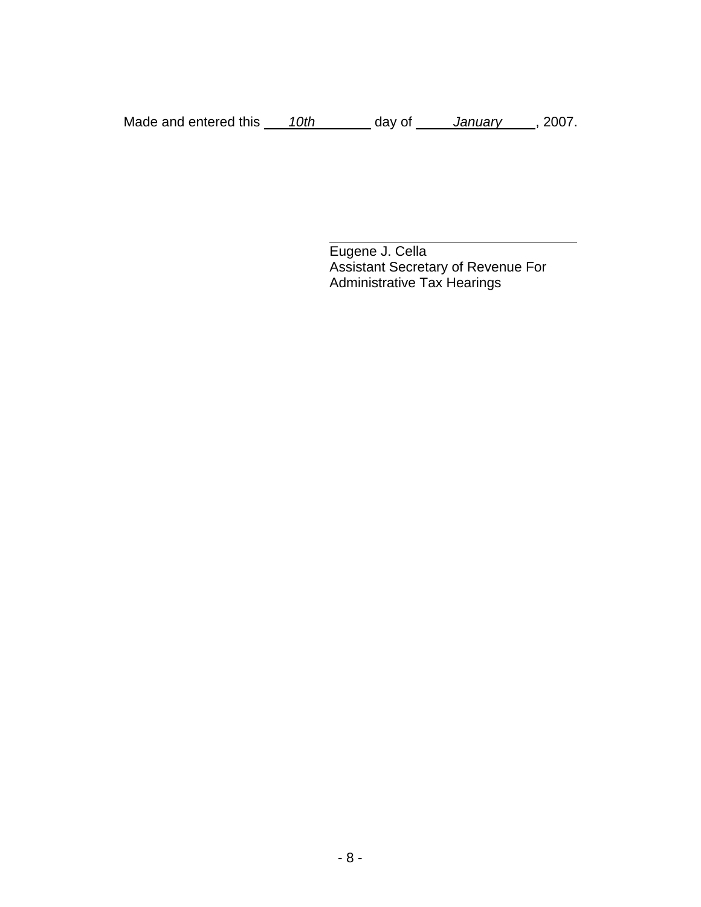Made and entered this *10th* day of *January*, 2007.

Eugene J. Cella
Assistant Secretary of Revenue For
Administrative Tax Hearings